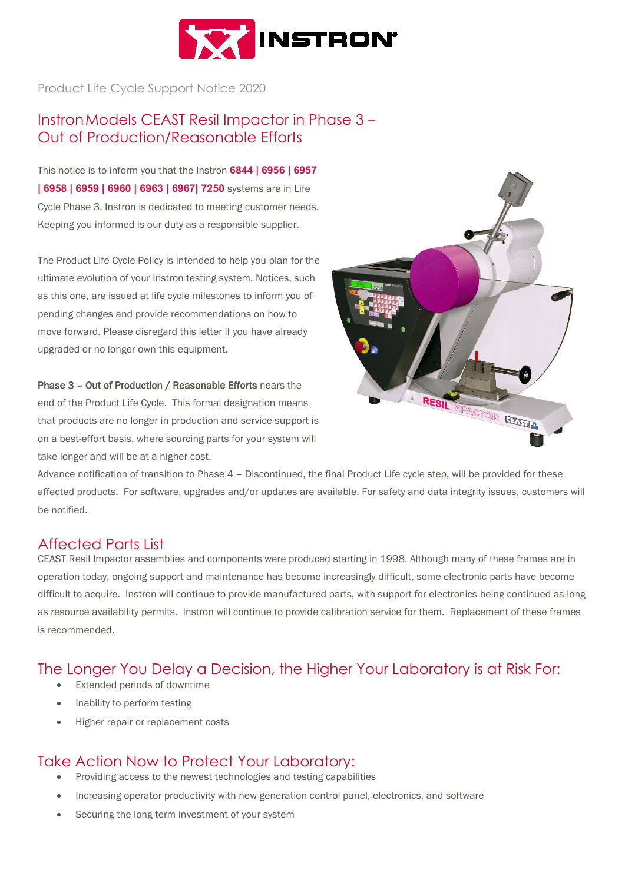Product Life Cycle Support Notice 2020

# Instron Models CEAST Resil Impactor in Phase 3 – Out of Production/Reasonable Efforts

This notice is to inform you that the Instron **6844 | 6956 | 6957 | 6958 | 6959 | 6960 | 6963 | 6967| 7250** systems are in Life Cycle Phase 3. Instron is dedicated to meeting customer needs. Keeping you informed is our duty as a responsible supplier.

The Product Life Cycle Policy is intended to help you plan for the ultimate evolution of your Instron testing system. Notices, such as this one, are issued at life cycle milestones to inform you of pending changes and provide recommendations on how to move forward. Please disregard this letter if you have already upgraded or no longer own this equipment.

**Phase 3 – Out of Production / Reasonable Efforts** nears the end of the Product Life Cycle. This formal designation means that products are no longer in production and service support is on a best-effort basis, where sourcing parts for your system will take longer and will be at a higher cost.

Advance notification of transition to Phase 4 – Discontinued, the final Product Life cycle step, will be provided for these affected products. For software, upgrades and/or updates are available. For safety and data integrity issues, customers will be notified.

## Affected Parts List

CEAST Resil Impactor assemblies and components were produced starting in 1998. Although many of these frames are in operation today, ongoing support and maintenance has become increasingly difficult, some electronic parts have become difficult to acquire. Instron will continue to provide manufactured parts, with support for electronics being continued as long as resource availability permits. Instron will continue to provide calibration service for them. Replacement of these frames is recommended.

## The Longer You Delay a Decision, the Higher Your Laboratory is at Risk For:

- Extended periods of downtime
- Inability to perform testing
- Higher repair or replacement costs

## Take Action Now to Protect Your Laboratory:

- Providing access to the newest technologies and testing capabilities
- Increasing operator productivity with new generation control panel, electronics, and software
- Securing the long-term investment of your system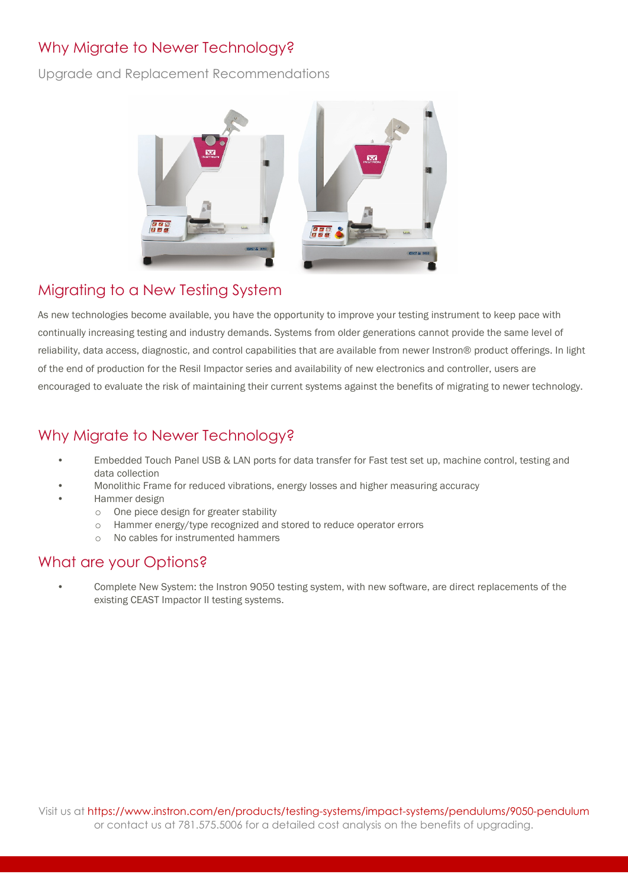# Why Migrate to Newer Technology?

Upgrade and Replacement Recommendations

## Migrating to a New Testing System

As new technologies become available, you have the opportunity to improve your testing instrument to keep pace with continually increasing testing and industry demands. Systems from older generations cannot provide the same level of reliability, data access, diagnostic, and control capabilities that are available from newer Instron® product offerings. In light of the end of production for the Resil Impactor series and availability of new electronics and controller, users are encouraged to evaluate the risk of maintaining their current systems against the benefits of migrating to newer technology.

## Why Migrate to Newer Technology?

- Embedded Touch Panel USB & LAN ports for data transfer for Fast test set up, machine control, testing and data collection
- Monolithic Frame for reduced vibrations, energy losses and higher measuring accuracy
- Hammer design
  - One piece design for greater stability
  - Hammer energy/type recognized and stored to reduce operator errors
  - No cables for instrumented hammers

## What are your Options?

- Complete New System: the Instron 9050 testing system, with new software, are direct replacements of the existing CEAST Impactor II testing systems.

Visit us at https://www.instron.com/en/products/testing-systems/impact-systems/pendulums/9050-pendulum or contact us at 781.575.5006 for a detailed cost analysis on the benefits of upgrading.